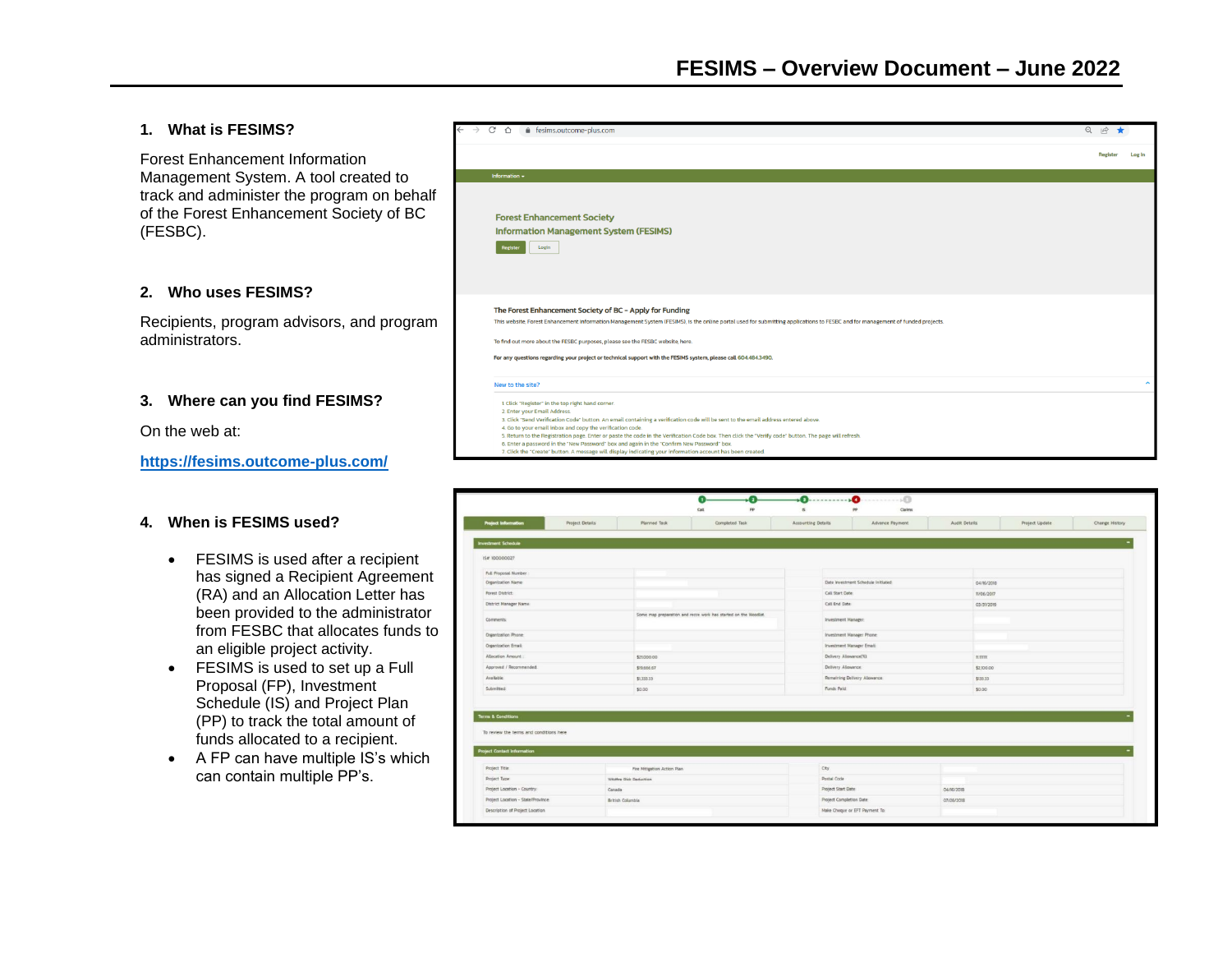# FESIMS – Overview Document – June 2022

## 1. What is FESIMS?

Forest Enhancement Information Management System. A tool created to track and administer the program on behalf of the Forest Enhancement Society of BC (FESBC).

## 2. Who uses FESIMS?

Recipients, program advisors, and program administrators.

## 3. Where can you find FESIMS?

On the web at:

[https://fesims.outcome-plus.com/](https://fesims.outcome-plus.com/)

## 4. When is FESIMS used?

- FESIMS is used after a recipient has signed a Recipient Agreement (RA) and an Allocation Letter has been provided to the administrator from FESBC that allocates funds to an eligible project activity.
- FESIMS is used to set up a Full Proposal (FP), Investment Schedule (IS) and Project Plan (PP) to track the total amount of funds allocated to a recipient.
- A FP can have multiple IS's which can contain multiple PP's.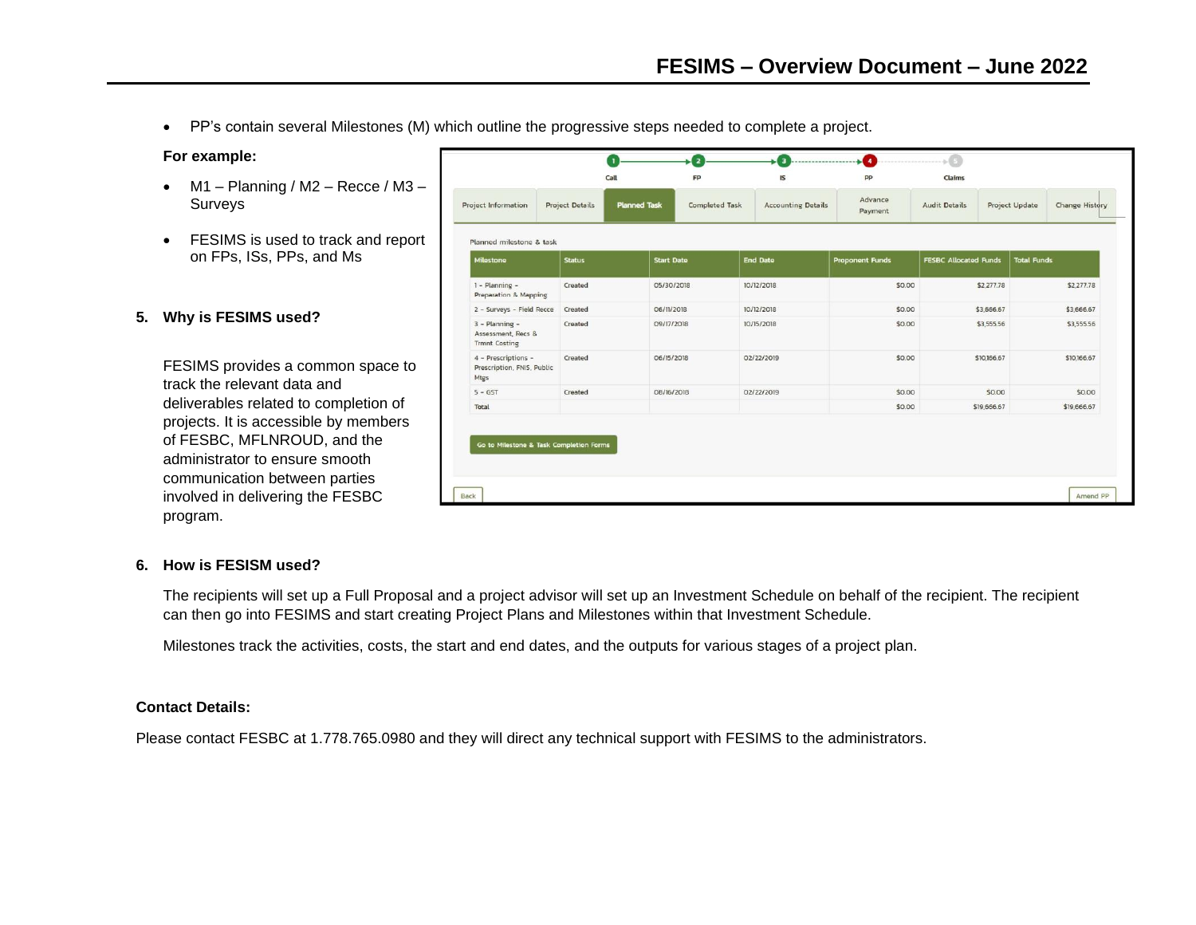- PP's contain several Milestones (M) which outline the progressive steps needed to complete a project.

**For example:**

- M1 – Planning / M2 – Recce / M3 – Surveys
- FESIMS is used to track and report on FPs, ISs, PPs, and Ms

Call | FP | IS | PP | Claims

Project Information | Project Details | Planned Task | Completed Task | Accounting Details | Advance Payment | Audit Details | Project Update | Change History

Planned milestone & task

| Milestone | Status | Start Date | End Date | Proponent Funds | FESBC Allocated Funds | Total Funds |
|---|---|---|---|---|---|---|
| 1 - Planning - Preparation & Mapping | Created | 05/30/2018 | 10/12/2018 | $0.00 | $2,277.78 | $2,277.78 |
| 2 - Surveys - Field Recce | Created | 06/11/2018 | 10/12/2018 | $0.00 | $3,666.67 | $3,666.67 |
| 3 - Planning - Assessment, Recs & Trmnt Costing | Created | 09/17/2018 | 10/15/2018 | $0.00 | $3,555.56 | $3,555.56 |
| 4 - Prescriptions - Prescription, FNIS, Public Mtgs | Created | 06/15/2018 | 02/22/2019 | $0.00 | $10,166.67 | $10,166.67 |
| 5 - GST | Created | 08/16/2018 | 02/22/2019 | $0.00 | $0.00 | $0.00 |
| Total | | | | $0.00 | $19,666.67 | $19,666.67 |

Go to Milestone & Task Completion Forms

Back | Amend PP

## 5. Why is FESIMS used?

FESIMS provides a common space to track the relevant data and deliverables related to completion of projects. It is accessible by members of FESBC, MFLNROUD, and the administrator to ensure smooth communication between parties involved in delivering the FESBC program.

## 6. How is FESISM used?

The recipients will set up a Full Proposal and a project advisor will set up an Investment Schedule on behalf of the recipient. The recipient can then go into FESIMS and start creating Project Plans and Milestones within that Investment Schedule.

Milestones track the activities, costs, the start and end dates, and the outputs for various stages of a project plan.

**Contact Details:**

Please contact FESBC at 1.778.765.0980 and they will direct any technical support with FESIMS to the administrators.